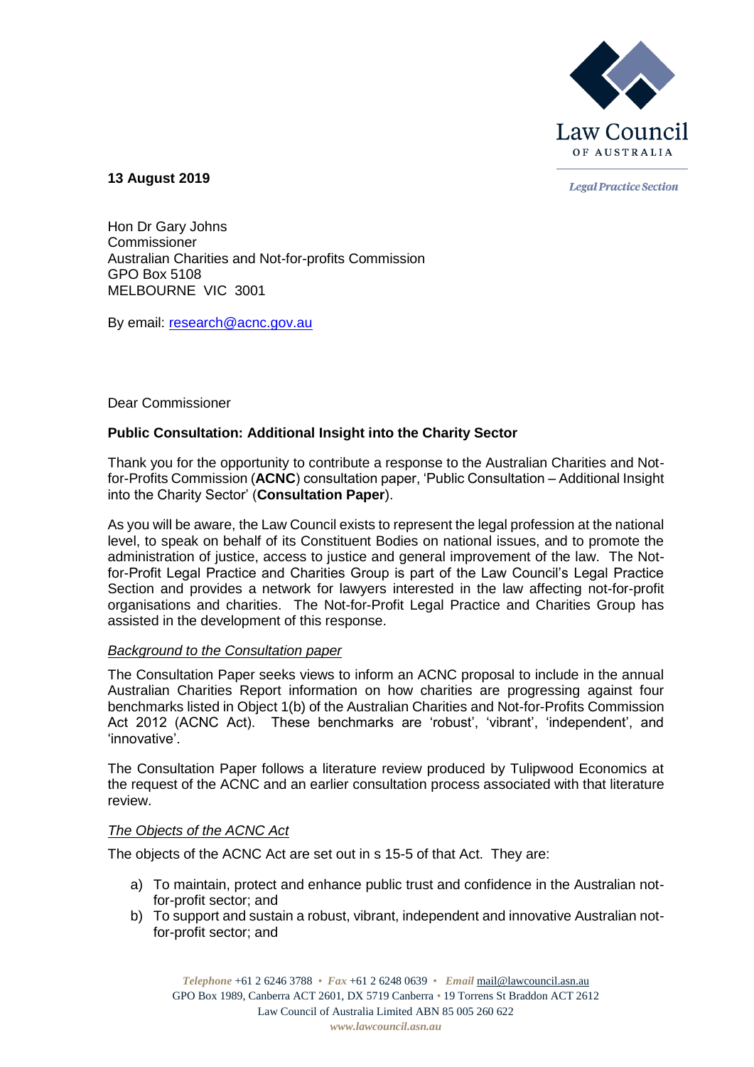**13 August 2019**

Hon Dr Gary Johns
Commissioner
Australian Charities and Not-for-profits Commission
GPO Box 5108
MELBOURNE VIC 3001

By email: research@acnc.gov.au

Dear Commissioner

**Public Consultation: Additional Insight into the Charity Sector**

Thank you for the opportunity to contribute a response to the Australian Charities and Not-for-Profits Commission (**ACNC**) consultation paper, 'Public Consultation – Additional Insight into the Charity Sector' (**Consultation Paper**).

As you will be aware, the Law Council exists to represent the legal profession at the national level, to speak on behalf of its Constituent Bodies on national issues, and to promote the administration of justice, access to justice and general improvement of the law. The Not-for-Profit Legal Practice and Charities Group is part of the Law Council's Legal Practice Section and provides a network for lawyers interested in the law affecting not-for-profit organisations and charities. The Not-for-Profit Legal Practice and Charities Group has assisted in the development of this response.

*Background to the Consultation paper*

The Consultation Paper seeks views to inform an ACNC proposal to include in the annual Australian Charities Report information on how charities are progressing against four benchmarks listed in Object 1(b) of the Australian Charities and Not-for-Profits Commission Act 2012 (ACNC Act). These benchmarks are 'robust', 'vibrant', 'independent', and 'innovative'.

The Consultation Paper follows a literature review produced by Tulipwood Economics at the request of the ACNC and an earlier consultation process associated with that literature review.

*The Objects of the ACNC Act*

The objects of the ACNC Act are set out in s 15-5 of that Act. They are:

a) To maintain, protect and enhance public trust and confidence in the Australian not-for-profit sector; and
b) To support and sustain a robust, vibrant, independent and innovative Australian not-for-profit sector; and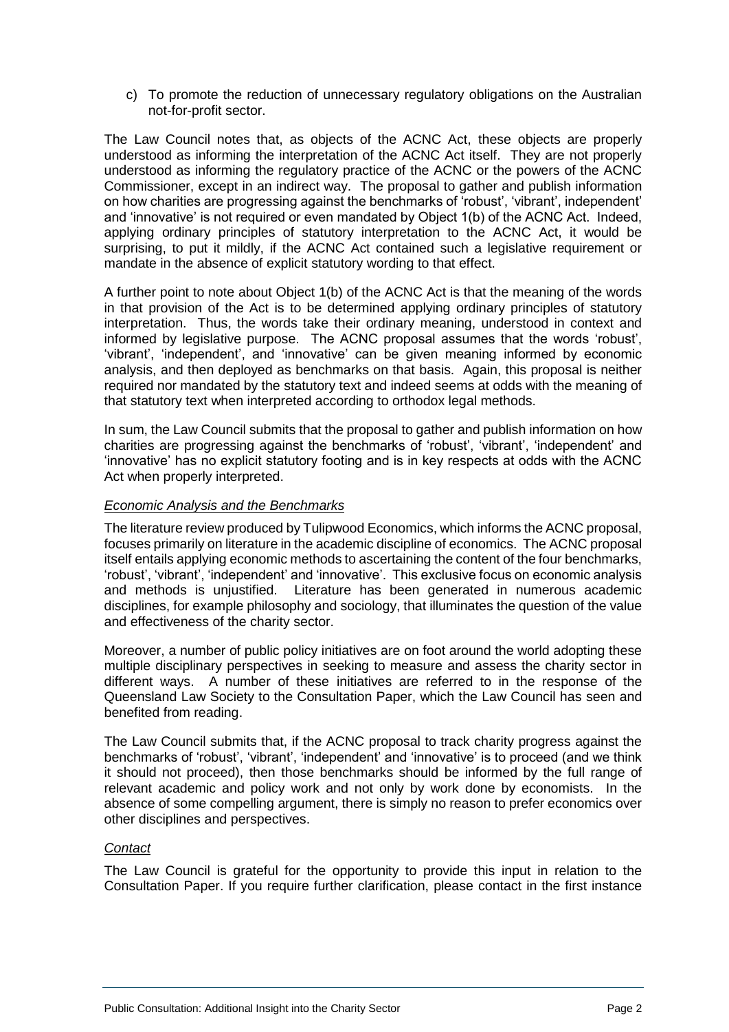c) To promote the reduction of unnecessary regulatory obligations on the Australian not-for-profit sector.

The Law Council notes that, as objects of the ACNC Act, these objects are properly understood as informing the interpretation of the ACNC Act itself. They are not properly understood as informing the regulatory practice of the ACNC or the powers of the ACNC Commissioner, except in an indirect way. The proposal to gather and publish information on how charities are progressing against the benchmarks of 'robust', 'vibrant', independent' and 'innovative' is not required or even mandated by Object 1(b) of the ACNC Act. Indeed, applying ordinary principles of statutory interpretation to the ACNC Act, it would be surprising, to put it mildly, if the ACNC Act contained such a legislative requirement or mandate in the absence of explicit statutory wording to that effect.

A further point to note about Object 1(b) of the ACNC Act is that the meaning of the words in that provision of the Act is to be determined applying ordinary principles of statutory interpretation. Thus, the words take their ordinary meaning, understood in context and informed by legislative purpose. The ACNC proposal assumes that the words 'robust', 'vibrant', 'independent', and 'innovative' can be given meaning informed by economic analysis, and then deployed as benchmarks on that basis. Again, this proposal is neither required nor mandated by the statutory text and indeed seems at odds with the meaning of that statutory text when interpreted according to orthodox legal methods.

In sum, the Law Council submits that the proposal to gather and publish information on how charities are progressing against the benchmarks of 'robust', 'vibrant', 'independent' and 'innovative' has no explicit statutory footing and is in key respects at odds with the ACNC Act when properly interpreted.

*Economic Analysis and the Benchmarks*

The literature review produced by Tulipwood Economics, which informs the ACNC proposal, focuses primarily on literature in the academic discipline of economics. The ACNC proposal itself entails applying economic methods to ascertaining the content of the four benchmarks, 'robust', 'vibrant', 'independent' and 'innovative'. This exclusive focus on economic analysis and methods is unjustified. Literature has been generated in numerous academic disciplines, for example philosophy and sociology, that illuminates the question of the value and effectiveness of the charity sector.

Moreover, a number of public policy initiatives are on foot around the world adopting these multiple disciplinary perspectives in seeking to measure and assess the charity sector in different ways. A number of these initiatives are referred to in the response of the Queensland Law Society to the Consultation Paper, which the Law Council has seen and benefited from reading.

The Law Council submits that, if the ACNC proposal to track charity progress against the benchmarks of 'robust', 'vibrant', 'independent' and 'innovative' is to proceed (and we think it should not proceed), then those benchmarks should be informed by the full range of relevant academic and policy work and not only by work done by economists. In the absence of some compelling argument, there is simply no reason to prefer economics over other disciplines and perspectives.

*Contact*

The Law Council is grateful for the opportunity to provide this input in relation to the Consultation Paper. If you require further clarification, please contact in the first instance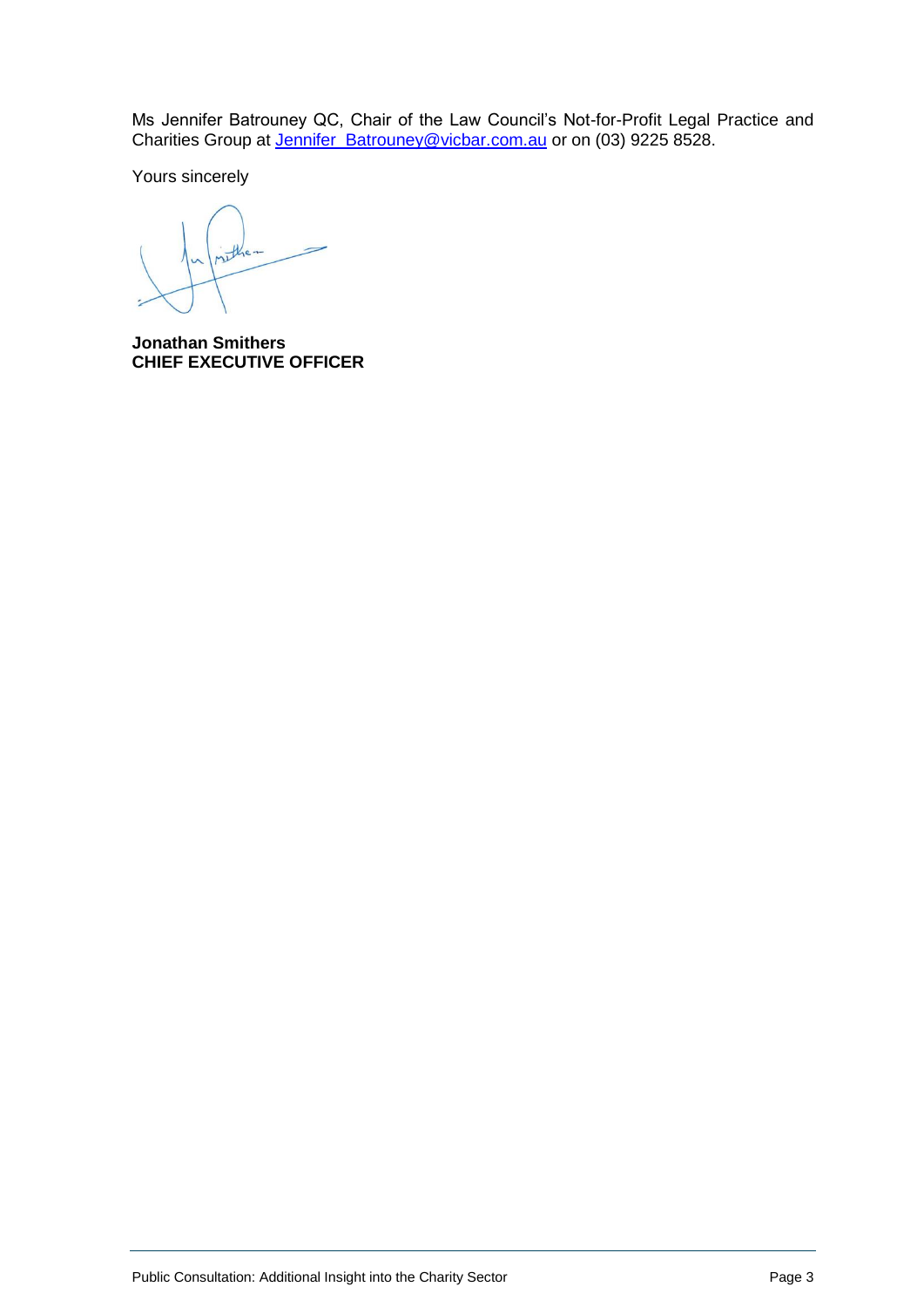Ms Jennifer Batrouney QC, Chair of the Law Council's Not-for-Profit Legal Practice and Charities Group at Jennifer_Batrouney@vicbar.com.au or on (03) 9225 8528.

Yours sincerely

**Jonathan Smithers**
**CHIEF EXECUTIVE OFFICER**